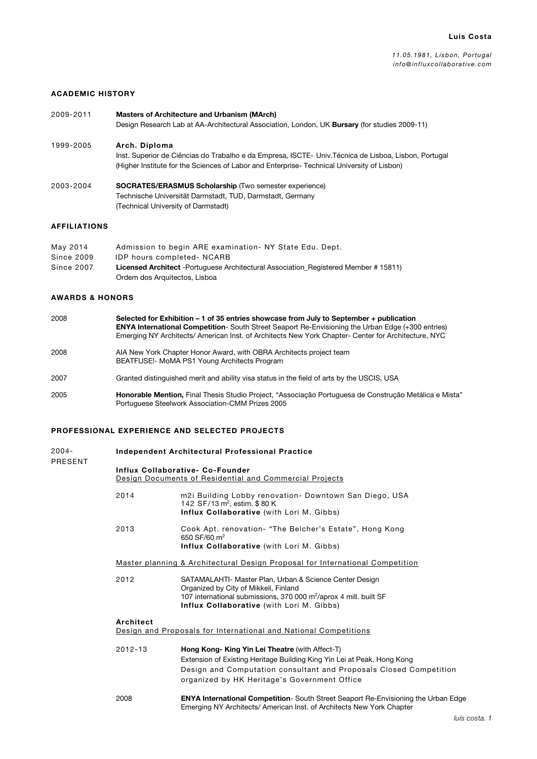**Luís Costa**

*11.05.1981, Lisbon, Portugal*
*info@influxcollaborative.com*

## ACADEMIC HISTORY

2009-2011 — **Masters of Architecture and Urbanism (MArch)**
Design Research Lab at AA-Architectural Association, London, UK **Bursary** (for studies 2009-11)

1999-2005 — **Arch. Diploma**
Inst. Superior de Ciências do Trabalho e da Empresa, ISCTE- Univ.Técnica de Lisboa, Lisbon, Portugal
(Higher Institute for the Sciences of Labor and Enterprise- Technical University of Lisbon)

2003-2004 — **SOCRATES/ERASMUS Scholarship** (Two semester experience)
Technische Universität Darmstadt, TUD, Darmstadt, Germany
(Technical University of Darmstadt)

## AFFILIATIONS

May 2014 — Admission to begin ARE examination- NY State Edu. Dept.
Since 2009 — IDP hours completed- NCARB
Since 2007 — **Licensed Architect** -Portuguese Architectural Association_Registered Member # 15811)
Ordem dos Arquitectos, Lisboa

## AWARDS & HONORS

2008 — **Selected for Exhibition – 1 of 35 entries showcase from July to September + publication**
**ENYA International Competition**- South Street Seaport Re-Envisioning the Urban Edge (+300 entries)
Emerging NY Architects/ American Inst. of Architects New York Chapter- Center for Architecture, NYC

2008 — AIA New York Chapter Honor Award, with OBRA Architects project team
BEATFUSE!- MoMA PS1 Young Architects Program

2007 — Granted distinguished merit and ability visa status in the field of arts by the USCIS, USA

2005 — **Honorable Mention,** Final Thesis Studio Project, "Associação Portuguesa de Construção Metálica e Mista"
Portuguese Steelwork Association-CMM Prizes 2005

## PROFESSIONAL EXPERIENCE AND SELECTED PROJECTS

2004-PRESENT — **Independent Architectural Professional Practice**

**Influx Collaborative- Co-Founder**
Design Documents of Residential and Commercial Projects

2014 — m2i Building Lobby renovation- Downtown San Diego, USA
142 SF/13 m², estim. $ 80 K
**Influx Collaborative** (with Lori M. Gibbs)

2013 — Cook Apt. renovation- "The Belcher's Estate", Hong Kong
650 SF/60 m²
**Influx Collaborative** (with Lori M. Gibbs)

Master planning & Architectural Design Proposal for International Competition

2012 — SATAMALAHTI- Master Plan, Urban & Science Center Design
Organized by City of Mikkeli, Finland
107 international submissions, 370 000 m²/aprox 4 mill. built SF
**Influx Collaborative** (with Lori M. Gibbs)

**Architect**
Design and Proposals for International and National Competitions

2012-13 — **Hong Kong- King Yin Lei Theatre** (with Affect-T)
Extension of Existing Heritage Building King Yin Lei at Peak, Hong Kong
Design and Computation consultant and Proposals Closed Competition organized by HK Heritage's Government Office

2008 — **ENYA International Competition**- South Street Seaport Re-Envisioning the Urban Edge
Emerging NY Architects/ American Inst. of Architects New York Chapter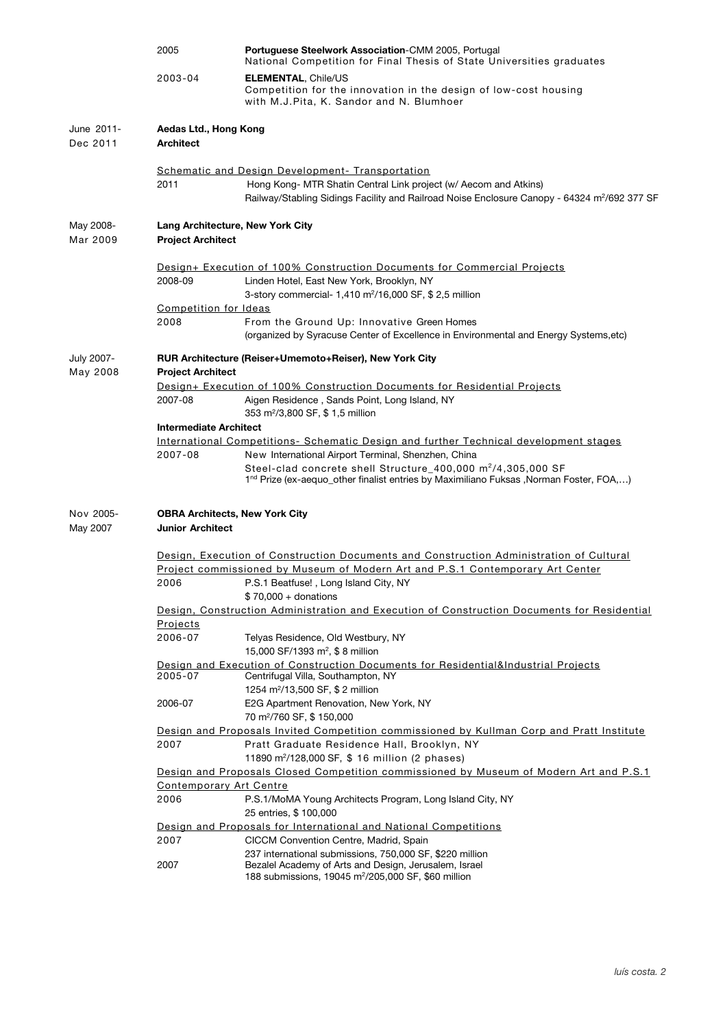2005 **Portuguese Steelwork Association**-CMM 2005, Portugal
National Competition for Final Thesis of State Universities graduates

2003-04 **ELEMENTAL**, Chile/US
Competition for the innovation in the design of low-cost housing with M.J.Pita, K. Sandor and N. Blumhoer

June 2011- Dec 2011 **Aedas Ltd., Hong Kong**
**Architect**

Schematic and Design Development- Transportation

2011 Hong Kong- MTR Shatin Central Link project (w/ Aecom and Atkins)
Railway/Stabling Sidings Facility and Railroad Noise Enclosure Canopy - 64324 m²/692 377 SF

May 2008- Mar 2009 **Lang Architecture, New York City**
**Project Architect**

Design+ Execution of 100% Construction Documents for Commercial Projects

2008-09 Linden Hotel, East New York, Brooklyn, NY
3-story commercial- 1,410 m²/16,000 SF, $ 2,5 million

Competition for Ideas

2008 From the Ground Up: Innovative Green Homes
(organized by Syracuse Center of Excellence in Environmental and Energy Systems,etc)

July 2007- May 2008 **RUR Architecture (Reiser+Umemoto+Reiser), New York City**
**Project Architect**

Design+ Execution of 100% Construction Documents for Residential Projects

2007-08 Aigen Residence , Sands Point, Long Island, NY
353 m²/3,800 SF, $ 1,5 million

**Intermediate Architect**

International Competitions- Schematic Design and further Technical development stages

2007-08 New International Airport Terminal, Shenzhen, China
Steel-clad concrete shell Structure_400,000 m²/4,305,000 SF
1st Prize (ex-aequo_other finalist entries by Maximiliano Fuksas ,Norman Foster, FOA,…)

Nov 2005- May 2007 **OBRA Architects, New York City**
**Junior Architect**

Design, Execution of Construction Documents and Construction Administration of Cultural Project commissioned by Museum of Modern Art and P.S.1 Contemporary Art Center

2006 P.S.1 Beatfuse! , Long Island City, NY
$ 70,000 + donations

Design, Construction Administration and Execution of Construction Documents for Residential Projects

2006-07 Telyas Residence, Old Westbury, NY
15,000 SF/1393 m², $ 8 million

Design and Execution of Construction Documents for Residential&Industrial Projects

2005-07 Centrifugal Villa, Southampton, NY
1254 m²/13,500 SF, $ 2 million

2006-07 E2G Apartment Renovation, New York, NY
70 m²/760 SF, $ 150,000

Design and Proposals Invited Competition commissioned by Kullman Corp and Pratt Institute

2007 Pratt Graduate Residence Hall, Brooklyn, NY
11890 m²/128,000 SF, $ 16 million (2 phases)

Design and Proposals Closed Competition commissioned by Museum of Modern Art and P.S.1 Contemporary Art Centre

2006 P.S.1/MoMA Young Architects Program, Long Island City, NY
25 entries, $ 100,000

Design and Proposals for International and National Competitions

2007 CICCM Convention Centre, Madrid, Spain
237 international submissions, 750,000 SF, $220 million

2007 Bezalel Academy of Arts and Design, Jerusalem, Israel
188 submissions, 19045 m²/205,000 SF, $60 million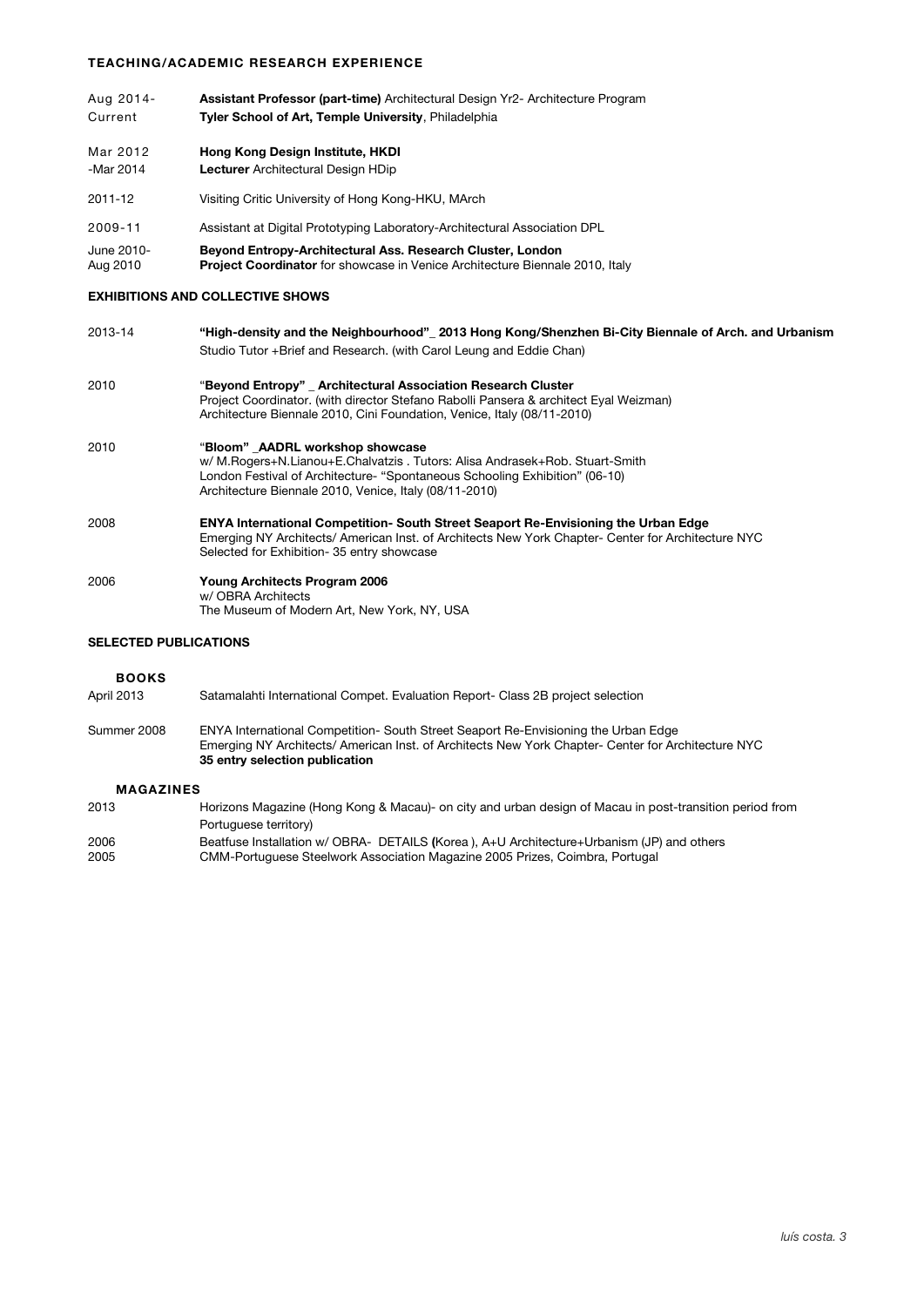## TEACHING/ACADEMIC RESEARCH EXPERIENCE

| | |
|---|---|
| Aug 2014-<br>Current | **Assistant Professor (part-time)** Architectural Design Yr2- Architecture Program<br>**Tyler School of Art, Temple University**, Philadelphia |
| Mar 2012<br>-Mar 2014 | **Hong Kong Design Institute, HKDI**<br>**Lecturer** Architectural Design HDip |
| 2011-12 | Visiting Critic University of Hong Kong-HKU, MArch |
| 2009-11 | Assistant at Digital Prototyping Laboratory-Architectural Association DPL |
| June 2010-<br>Aug 2010 | **Beyond Entropy-Architectural Ass. Research Cluster, London**<br>**Project Coordinator** for showcase in Venice Architecture Biennale 2010, Italy |

## EXHIBITIONS AND COLLECTIVE SHOWS

| | |
|---|---|
| 2013-14 | **"High-density and the Neighbourhood"_ 2013 Hong Kong/Shenzhen Bi-City Biennale of Arch. and Urbanism**<br>Studio Tutor +Brief and Research. (with Carol Leung and Eddie Chan) |
| 2010 | "**Beyond Entropy" _ Architectural Association Research Cluster**<br>Project Coordinator. (with director Stefano Rabolli Pansera & architect Eyal Weizman)<br>Architecture Biennale 2010, Cini Foundation, Venice, Italy (08/11-2010) |
| 2010 | "**Bloom" _AADRL workshop showcase**<br>w/ M.Rogers+N.Lianou+E.Chalvatzis . Tutors: Alisa Andrasek+Rob. Stuart-Smith<br>London Festival of Architecture- "Spontaneous Schooling Exhibition" (06-10)<br>Architecture Biennale 2010, Venice, Italy (08/11-2010) |
| 2008 | **ENYA International Competition- South Street Seaport Re-Envisioning the Urban Edge**<br>Emerging NY Architects/ American Inst. of Architects New York Chapter- Center for Architecture NYC<br>Selected for Exhibition- 35 entry showcase |
| 2006 | **Young Architects Program 2006**<br>w/ OBRA Architects<br>The Museum of Modern Art, New York, NY, USA |

## SELECTED PUBLICATIONS

### BOOKS

| | |
|---|---|
| April 2013 | Satamalahti International Compet. Evaluation Report- Class 2B project selection |
| Summer 2008 | ENYA International Competition- South Street Seaport Re-Envisioning the Urban Edge<br>Emerging NY Architects/ American Inst. of Architects New York Chapter- Center for Architecture NYC<br>**35 entry selection publication** |

### MAGAZINES

| | |
|---|---|
| 2013 | Horizons Magazine (Hong Kong & Macau)- on city and urban design of Macau in post-transition period from Portuguese territory) |
| 2006 | Beatfuse Installation w/ OBRA- DETAILS **(**Korea ), A+U Architecture+Urbanism (JP) and others |
| 2005 | CMM-Portuguese Steelwork Association Magazine 2005 Prizes, Coimbra, Portugal |